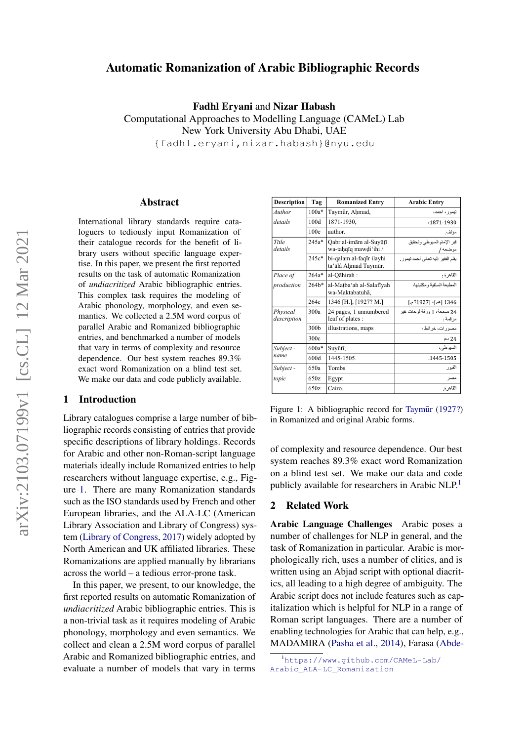# Automatic Romanization of Arabic Bibliographic Records

**Fadhl Eryani** and **Nizar Habash**
Computational Approaches to Modelling Language (CAMeL) Lab
New York University Abu Dhabi, UAE
{fadhl.eryani,nizar.habash}@nyu.edu

## Abstract

International library standards require cataloguers to tediously input Romanization of their catalogue records for the benefit of library users without specific language expertise. In this paper, we present the first reported results on the task of automatic Romanization of *undiacritized* Arabic bibliographic entries. This complex task requires the modeling of Arabic phonology, morphology, and even semantics. We collected a 2.5M word corpus of parallel Arabic and Romanized bibliographic entries, and benchmarked a number of models that vary in terms of complexity and resource dependence. Our best system reaches 89.3% exact word Romanization on a blind test set. We make our data and code publicly available.

| Description | Tag | Romanized Entry | Arabic Entry |
|---|---|---|---|
| *Author details* | 100a* | Taymūr, Aḥmad, | تيمور، أحمد، |
| | 100d | 1871-1930, | 1871-1930، |
| | 100e | author. | مؤلف. |
| *Title details* | 245a* | Qabr al-imām al-Suyūṭī wa-taḥqīq mawḍiʻihi / | قبر الإمام السيوطي وتحقيق موضعه / |
| | 245c* | bi-qalam al-faqīr ilayhi taʻālá Aḥmad Taymūr. | بقلم الفقير إليه تعالى أحمد تيمور. |
| *Place of production* | 264a* | al-Qāhirah : | القاهرة : |
| | 264b* | al-Maṭbaʻah al-Salafīyah wa-Maktabatuhā, | المطبعة السلفية ومكتبتها، |
| | 264c | 1346 [H.], [1927? M.] | 1346 [هـ]، [1927؟ م] |
| *Physical description* | 300a | 24 pages, 1 unnumbered leaf of plates : | 24 صفحة، 1 ورقة لوحات غير مرقمة : |
| | 300b | illustrations, maps | مصورات، خرائط ؛ |
| | 300c | | 24 سم |
| *Subject - name* | 600a* | Suyūṭī, | السيوطي، |
| | 600d | 1445-1505. | 1445-1505. |
| *Subject - topic* | 650a | Tombs | القبور |
| | 650z | Egypt | مصر |
| | 650z | Cairo. | القاهرة. |

Figure 1: A bibliographic record for Taymūr (1927?) in Romanized and original Arabic forms.

## 1 Introduction

Library catalogues comprise a large number of bibliographic records consisting of entries that provide specific descriptions of library holdings. Records for Arabic and other non-Roman-script language materials ideally include Romanized entries to help researchers without language expertise, e.g., Figure 1. There are many Romanization standards such as the ISO standards used by French and other European libraries, and the ALA-LC (American Library Association and Library of Congress) system (Library of Congress, 2017) widely adopted by North American and UK affiliated libraries. These Romanizations are applied manually by librarians across the world – a tedious error-prone task.

In this paper, we present, to our knowledge, the first reported results on automatic Romanization of *undiacritized* Arabic bibliographic entries. This is a non-trivial task as it requires modeling of Arabic phonology, morphology and even semantics. We collect and clean a 2.5M word corpus of parallel Arabic and Romanized bibliographic entries, and evaluate a number of models that vary in terms of complexity and resource dependence. Our best system reaches 89.3% exact word Romanization on a blind test set. We make our data and code publicly available for researchers in Arabic NLP.[1]

## 2 Related Work

**Arabic Language Challenges** Arabic poses a number of challenges for NLP in general, and the task of Romanization in particular. Arabic is morphologically rich, uses a number of clitics, and is written using an Abjad script with optional diacritics, all leading to a high degree of ambiguity. The Arabic script does not include features such as capitalization which is helpful for NLP in a range of Roman script languages. There are a number of enabling technologies for Arabic that can help, e.g., MADAMIRA (Pasha et al., 2014), Farasa (Abde-

[1] https://www.github.com/CAMeL-Lab/Arabic_ALA-LC_Romanization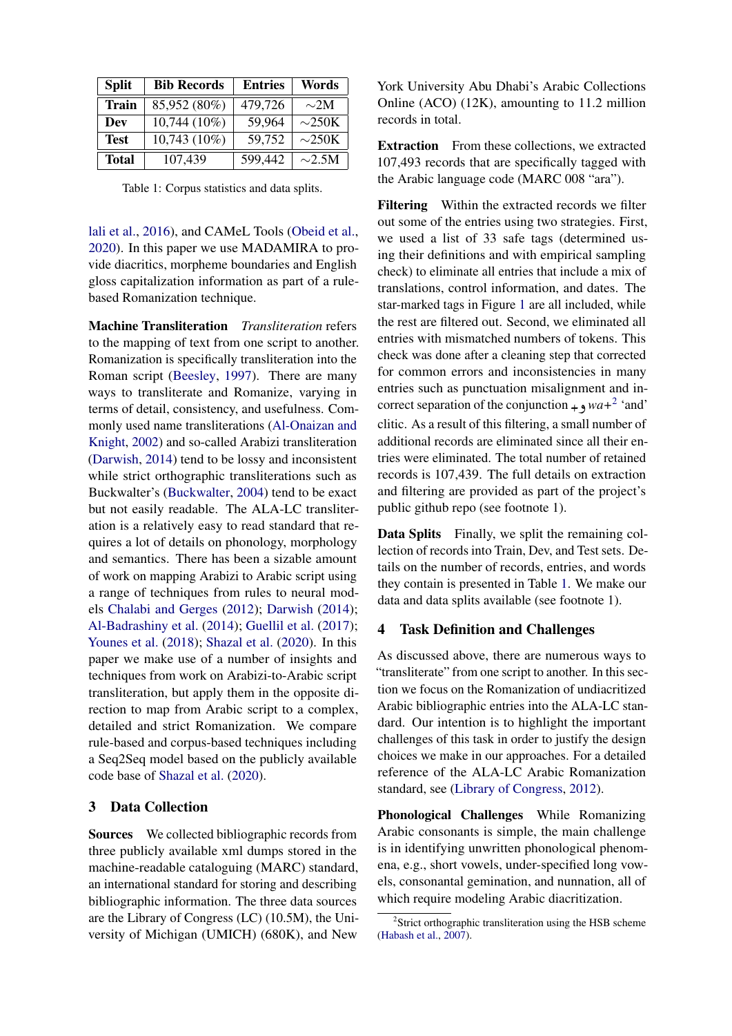| Split | Bib Records | Entries | Words |
|---|---|---|---|
| Train | 85,952 (80%) | 479,726 | ∼2M |
| Dev | 10,744 (10%) | 59,964 | ∼250K |
| Test | 10,743 (10%) | 59,752 | ∼250K |
| Total | 107,439 | 599,442 | ∼2.5M |

Table 1: Corpus statistics and data splits.

lali et al., 2016), and CAMeL Tools (Obeid et al., 2020). In this paper we use MADAMIRA to provide diacritics, morpheme boundaries and English gloss capitalization information as part of a rule-based Romanization technique.

**Machine Transliteration** *Transliteration* refers to the mapping of text from one script to another. Romanization is specifically transliteration into the Roman script (Beesley, 1997). There are many ways to transliterate and Romanize, varying in terms of detail, consistency, and usefulness. Commonly used name transliterations (Al-Onaizan and Knight, 2002) and so-called Arabizi transliteration (Darwish, 2014) tend to be lossy and inconsistent while strict orthographic transliterations such as Buckwalter's (Buckwalter, 2004) tend to be exact but not easily readable. The ALA-LC transliteration is a relatively easy to read standard that requires a lot of details on phonology, morphology and semantics. There has been a sizable amount of work on mapping Arabizi to Arabic script using a range of techniques from rules to neural models Chalabi and Gerges (2012); Darwish (2014); Al-Badrashiny et al. (2014); Guellil et al. (2017); Younes et al. (2018); Shazal et al. (2020). In this paper we make use of a number of insights and techniques from work on Arabizi-to-Arabic script transliteration, but apply them in the opposite direction to map from Arabic script to a complex, detailed and strict Romanization. We compare rule-based and corpus-based techniques including a Seq2Seq model based on the publicly available code base of Shazal et al. (2020).

## 3 Data Collection

**Sources** We collected bibliographic records from three publicly available xml dumps stored in the machine-readable cataloguing (MARC) standard, an international standard for storing and describing bibliographic information. The three data sources are the Library of Congress (LC) (10.5M), the University of Michigan (UMICH) (680K), and New York University Abu Dhabi's Arabic Collections Online (ACO) (12K), amounting to 11.2 million records in total.

**Extraction** From these collections, we extracted 107,493 records that are specifically tagged with the Arabic language code (MARC 008 "ara").

**Filtering** Within the extracted records we filter out some of the entries using two strategies. First, we used a list of 33 safe tags (determined using their definitions and with empirical sampling check) to eliminate all entries that include a mix of translations, control information, and dates. The star-marked tags in Figure 1 are all included, while the rest are filtered out. Second, we eliminated all entries with mismatched numbers of tokens. This check was done after a cleaning step that corrected for common errors and inconsistencies in many entries such as punctuation misalignment and incorrect separation of the conjunction +و *wa+*[2] 'and' clitic. As a result of this filtering, a small number of additional records are eliminated since all their entries were eliminated. The total number of retained records is 107,439. The full details on extraction and filtering are provided as part of the project's public github repo (see footnote 1).

**Data Splits** Finally, we split the remaining collection of records into Train, Dev, and Test sets. Details on the number of records, entries, and words they contain is presented in Table 1. We make our data and data splits available (see footnote 1).

## 4 Task Definition and Challenges

As discussed above, there are numerous ways to "transliterate" from one script to another. In this section we focus on the Romanization of undiacritized Arabic bibliographic entries into the ALA-LC standard. Our intention is to highlight the important challenges of this task in order to justify the design choices we make in our approaches. For a detailed reference of the ALA-LC Arabic Romanization standard, see (Library of Congress, 2012).

**Phonological Challenges** While Romanizing Arabic consonants is simple, the main challenge is in identifying unwritten phonological phenomena, e.g., short vowels, under-specified long vowels, consonantal gemination, and nunnation, all of which require modeling Arabic diacritization.

[2] Strict orthographic transliteration using the HSB scheme (Habash et al., 2007).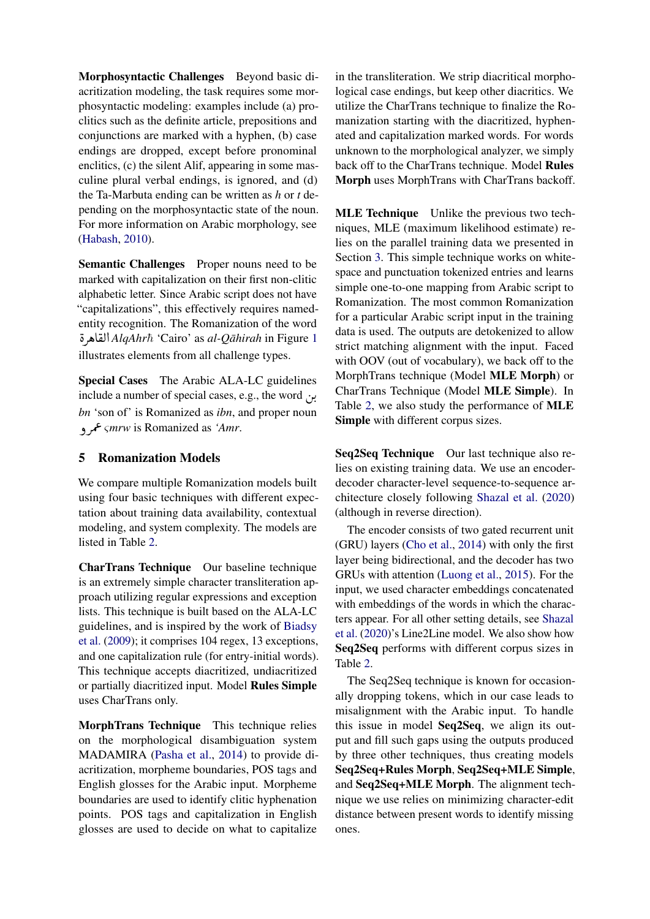**Morphosyntactic Challenges** Beyond basic diacritization modeling, the task requires some morphosyntactic modeling: examples include (a) proclitics such as the definite article, prepositions and conjunctions are marked with a hyphen, (b) case endings are dropped, except before pronominal enclitics, (c) the silent Alif, appearing in some masculine plural verbal endings, is ignored, and (d) the Ta-Marbuta ending can be written as *h* or *t* depending on the morphosyntactic state of the noun. For more information on Arabic morphology, see (Habash, 2010).

**Semantic Challenges** Proper nouns need to be marked with capitalization on their first non-clitic alphabetic letter. Since Arabic script does not have "capitalizations", this effectively requires named-entity recognition. The Romanization of the word القاهرة *AlqAhrħ* 'Cairo' as *al-Qāhirah* in Figure 1 illustrates elements from all challenge types.

**Special Cases** The Arabic ALA-LC guidelines include a number of special cases, e.g., the word بن *bn* 'son of' is Romanized as *ibn*, and proper noun عمرو *ςmrw* is Romanized as *'Amr*.

## 5 Romanization Models

We compare multiple Romanization models built using four basic techniques with different expectation about training data availability, contextual modeling, and system complexity. The models are listed in Table 2.

**CharTrans Technique** Our baseline technique is an extremely simple character transliteration approach utilizing regular expressions and exception lists. This technique is built based on the ALA-LC guidelines, and is inspired by the work of Biadsy et al. (2009); it comprises 104 regex, 13 exceptions, and one capitalization rule (for entry-initial words). This technique accepts diacritized, undiacritized or partially diacritized input. Model **Rules Simple** uses CharTrans only.

**MorphTrans Technique** This technique relies on the morphological disambiguation system MADAMIRA (Pasha et al., 2014) to provide diacritization, morpheme boundaries, POS tags and English glosses for the Arabic input. Morpheme boundaries are used to identify clitic hyphenation points. POS tags and capitalization in English glosses are used to decide on what to capitalize in the transliteration. We strip diacritical morphological case endings, but keep other diacritics. We utilize the CharTrans technique to finalize the Romanization starting with the diacritized, hyphenated and capitalization marked words. For words unknown to the morphological analyzer, we simply back off to the CharTrans technique. Model **Rules Morph** uses MorphTrans with CharTrans backoff.

**MLE Technique** Unlike the previous two techniques, MLE (maximum likelihood estimate) relies on the parallel training data we presented in Section 3. This simple technique works on white-space and punctuation tokenized entries and learns simple one-to-one mapping from Arabic script to Romanization. The most common Romanization for a particular Arabic script input in the training data is used. The outputs are detokenized to allow strict matching alignment with the input. Faced with OOV (out of vocabulary), we back off to the MorphTrans technique (Model **MLE Morph**) or CharTrans Technique (Model **MLE Simple**). In Table 2, we also study the performance of **MLE Simple** with different corpus sizes.

**Seq2Seq Technique** Our last technique also relies on existing training data. We use an encoder-decoder character-level sequence-to-sequence architecture closely following Shazal et al. (2020) (although in reverse direction).

The encoder consists of two gated recurrent unit (GRU) layers (Cho et al., 2014) with only the first layer being bidirectional, and the decoder has two GRUs with attention (Luong et al., 2015). For the input, we used character embeddings concatenated with embeddings of the words in which the characters appear. For all other setting details, see Shazal et al. (2020)'s Line2Line model. We also show how **Seq2Seq** performs with different corpus sizes in Table 2.

The Seq2Seq technique is known for occasionally dropping tokens, which in our case leads to misalignment with the Arabic input. To handle this issue in model **Seq2Seq**, we align its output and fill such gaps using the outputs produced by three other techniques, thus creating models **Seq2Seq+Rules Morph**, **Seq2Seq+MLE Simple**, and **Seq2Seq+MLE Morph**. The alignment technique we use relies on minimizing character-edit distance between present words to identify missing ones.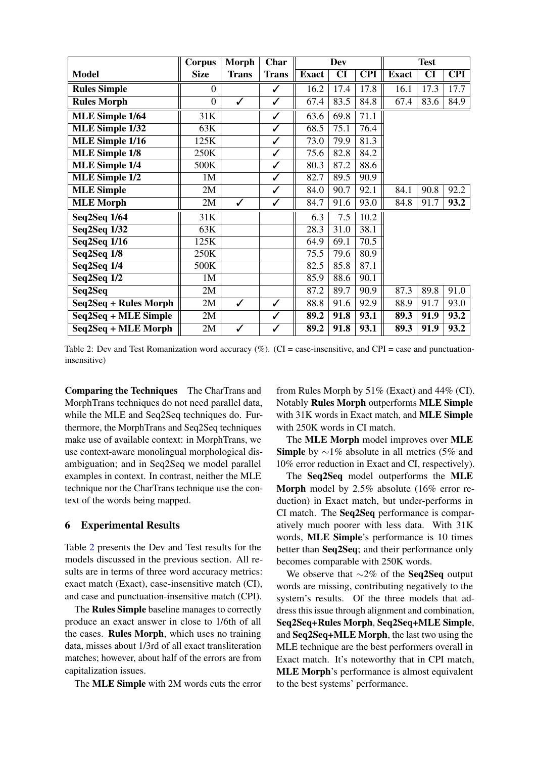| Model | Corpus Size | Morph Trans | Char Trans | Dev | | | Test | | |
|---|---|---|---|---|---|---|---|---|---|
| | | | | Exact | CI | CPI | Exact | CI | CPI |
| **Rules Simple** | 0 | | ✓ | 16.2 | 17.4 | 17.8 | 16.1 | 17.3 | 17.7 |
| **Rules Morph** | 0 | ✓ | ✓ | 67.4 | 83.5 | 84.8 | 67.4 | 83.6 | 84.9 |
| **MLE Simple 1/64** | 31K | | ✓ | 63.6 | 69.8 | 71.1 | | | |
| **MLE Simple 1/32** | 63K | | ✓ | 68.5 | 75.1 | 76.4 | | | |
| **MLE Simple 1/16** | 125K | | ✓ | 73.0 | 79.9 | 81.3 | | | |
| **MLE Simple 1/8** | 250K | | ✓ | 75.6 | 82.8 | 84.2 | | | |
| **MLE Simple 1/4** | 500K | | ✓ | 80.3 | 87.2 | 88.6 | | | |
| **MLE Simple 1/2** | 1M | | ✓ | 82.7 | 89.5 | 90.9 | | | |
| **MLE Simple** | 2M | | ✓ | 84.0 | 90.7 | 92.1 | 84.1 | 90.8 | 92.2 |
| **MLE Morph** | 2M | ✓ | ✓ | 84.7 | 91.6 | 93.0 | 84.8 | 91.7 | **93.2** |
| **Seq2Seq 1/64** | 31K | | | 6.3 | 7.5 | 10.2 | | | |
| **Seq2Seq 1/32** | 63K | | | 28.3 | 31.0 | 38.1 | | | |
| **Seq2Seq 1/16** | 125K | | | 64.9 | 69.1 | 70.5 | | | |
| **Seq2Seq 1/8** | 250K | | | 75.5 | 79.6 | 80.9 | | | |
| **Seq2Seq 1/4** | 500K | | | 82.5 | 85.8 | 87.1 | | | |
| **Seq2Seq 1/2** | 1M | | | 85.9 | 88.6 | 90.1 | | | |
| **Seq2Seq** | 2M | | | 87.2 | 89.7 | 90.9 | 87.3 | 89.8 | 91.0 |
| **Seq2Seq + Rules Morph** | 2M | ✓ | ✓ | 88.8 | 91.6 | 92.9 | 88.9 | 91.7 | 93.0 |
| **Seq2Seq + MLE Simple** | 2M | | ✓ | **89.2** | **91.8** | **93.1** | **89.3** | **91.9** | **93.2** |
| **Seq2Seq + MLE Morph** | 2M | ✓ | ✓ | **89.2** | **91.8** | **93.1** | **89.3** | **91.9** | **93.2** |

Table 2: Dev and Test Romanization word accuracy (%). (CI = case-insensitive, and CPI = case and punctuation-insensitive)

**Comparing the Techniques** The CharTrans and MorphTrans techniques do not need parallel data, while the MLE and Seq2Seq techniques do. Furthermore, the MorphTrans and Seq2Seq techniques make use of available context: in MorphTrans, we use context-aware monolingual morphological disambiguation; and in Seq2Seq we model parallel examples in context. In contrast, neither the MLE technique nor the CharTrans technique use the context of the words being mapped.

## 6 Experimental Results

Table 2 presents the Dev and Test results for the models discussed in the previous section. All results are in terms of three word accuracy metrics: exact match (Exact), case-insensitive match (CI), and case and punctuation-insensitive match (CPI).

The **Rules Simple** baseline manages to correctly produce an exact answer in close to 1/6th of all the cases. **Rules Morph**, which uses no training data, misses about 1/3rd of all exact transliteration matches; however, about half of the errors are from capitalization issues.

The **MLE Simple** with 2M words cuts the error from Rules Morph by 51% (Exact) and 44% (CI). Notably **Rules Morph** outperforms **MLE Simple** with 31K words in Exact match, and **MLE Simple** with 250K words in CI match.

The **MLE Morph** model improves over **MLE Simple** by ∼1% absolute in all metrics (5% and 10% error reduction in Exact and CI, respectively).

The **Seq2Seq** model outperforms the **MLE Morph** model by 2.5% absolute (16% error reduction) in Exact match, but under-performs in CI match. The **Seq2Seq** performance is comparatively much poorer with less data. With 31K words, **MLE Simple**'s performance is 10 times better than **Seq2Seq**; and their performance only becomes comparable with 250K words.

We observe that ∼2% of the **Seq2Seq** output words are missing, contributing negatively to the system's results. Of the three models that address this issue through alignment and combination, **Seq2Seq+Rules Morph**, **Seq2Seq+MLE Simple**, and **Seq2Seq+MLE Morph**, the last two using the MLE technique are the best performers overall in Exact match. It's noteworthy that in CPI match, **MLE Morph**'s performance is almost equivalent to the best systems' performance.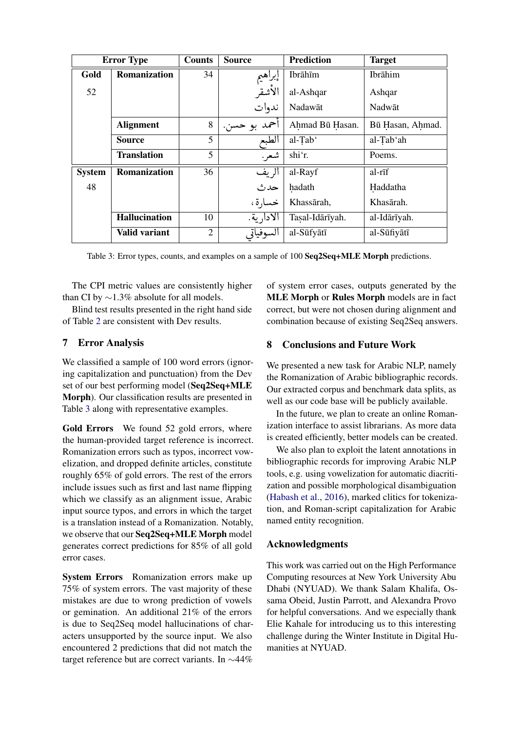| Error Type | | Counts | Source | Prediction | Target |
|---|---|---|---|---|---|
| **Gold** | **Romanization** | 34 | إبراهيم | Ibrāhīm | Ibrāhim |
| 52 | | | الأشقر | al-Ashqar | Ashqar |
| | | | ندوات | Nadawāt | Nadwāt |
| | **Alignment** | 8 | أحمد بو حسن. | Aḥmad Bū Ḥasan. | Bū Ḥasan, Aḥmad. |
| | **Source** | 5 | الطبع | al-Ṭab' | al-Ṭab'ah |
| | **Translation** | 5 | شعر. | shi'r. | Poems. |
| **System** | **Romanization** | 36 | الريف | al-Rayf | al-rīf |
| 48 | | | حدث | ḥadath | Ḥaddatha |
| | | | خسارة، | Khassārah, | Khasārah. |
| | **Hallucination** | 10 | الادارية. | Taṣal-Idārīyah. | al-Idārīyah. |
| | **Valid variant** | 2 | السوفياتي | al-Sūfyātī | al-Sūfiyātī |

Table 3: Error types, counts, and examples on a sample of 100 **Seq2Seq+MLE Morph** predictions.

The CPI metric values are consistently higher than CI by ∼1.3% absolute for all models.

Blind test results presented in the right hand side of Table 2 are consistent with Dev results.

## 7 Error Analysis

We classified a sample of 100 word errors (ignoring capitalization and punctuation) from the Dev set of our best performing model (**Seq2Seq+MLE Morph**). Our classification results are presented in Table 3 along with representative examples.

**Gold Errors** We found 52 gold errors, where the human-provided target reference is incorrect. Romanization errors such as typos, incorrect vowelization, and dropped definite articles, constitute roughly 65% of gold errors. The rest of the errors include issues such as first and last name flipping which we classify as an alignment issue, Arabic input source typos, and errors in which the target is a translation instead of a Romanization. Notably, we observe that our **Seq2Seq+MLE Morph** model generates correct predictions for 85% of all gold error cases.

**System Errors** Romanization errors make up 75% of system errors. The vast majority of these mistakes are due to wrong prediction of vowels or gemination. An additional 21% of the errors is due to Seq2Seq model hallucinations of characters unsupported by the source input. We also encountered 2 predictions that did not match the target reference but are correct variants. In ∼44% of system error cases, outputs generated by the **MLE Morph** or **Rules Morph** models are in fact correct, but were not chosen during alignment and combination because of existing Seq2Seq answers.

## 8 Conclusions and Future Work

We presented a new task for Arabic NLP, namely the Romanization of Arabic bibliographic records. Our extracted corpus and benchmark data splits, as well as our code base will be publicly available.

In the future, we plan to create an online Romanization interface to assist librarians. As more data is created efficiently, better models can be created.

We also plan to exploit the latent annotations in bibliographic records for improving Arabic NLP tools, e.g. using vowelization for automatic diacritization and possible morphological disambiguation (Habash et al., 2016), marked clitics for tokenization, and Roman-script capitalization for Arabic named entity recognition.

## Acknowledgments

This work was carried out on the High Performance Computing resources at New York University Abu Dhabi (NYUAD). We thank Salam Khalifa, Ossama Obeid, Justin Parrott, and Alexandra Provo for helpful conversations. And we especially thank Elie Kahale for introducing us to this interesting challenge during the Winter Institute in Digital Humanities at NYUAD.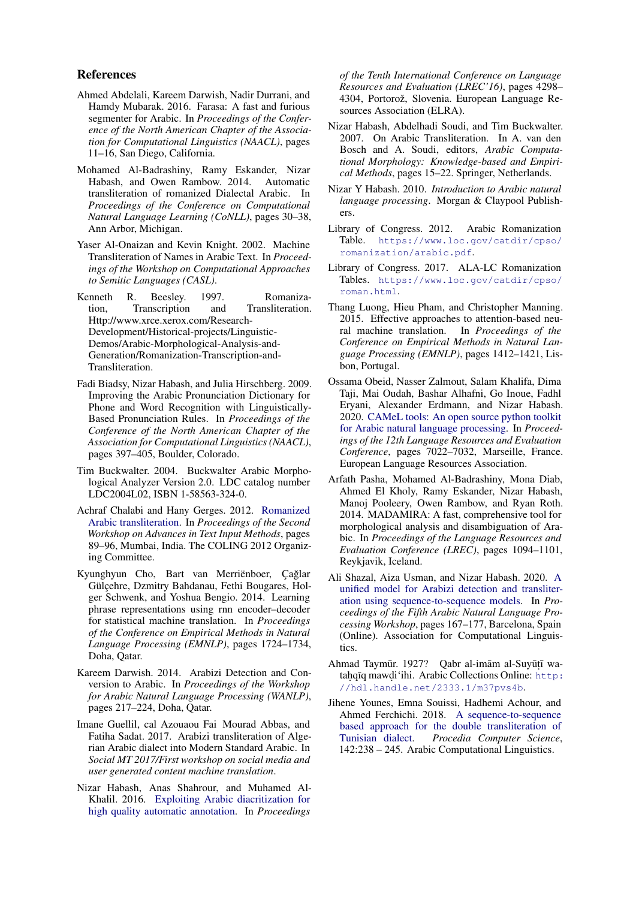## References

Ahmed Abdelali, Kareem Darwish, Nadir Durrani, and Hamdy Mubarak. 2016. Farasa: A fast and furious segmenter for Arabic. In *Proceedings of the Conference of the North American Chapter of the Association for Computational Linguistics (NAACL)*, pages 11–16, San Diego, California.

Mohamed Al-Badrashiny, Ramy Eskander, Nizar Habash, and Owen Rambow. 2014. Automatic transliteration of romanized Dialectal Arabic. In *Proceedings of the Conference on Computational Natural Language Learning (CoNLL)*, pages 30–38, Ann Arbor, Michigan.

Yaser Al-Onaizan and Kevin Knight. 2002. Machine Transliteration of Names in Arabic Text. In *Proceedings of the Workshop on Computational Approaches to Semitic Languages (CASL)*.

Kenneth R. Beesley. 1997. Romanization, Transcription and Transliteration. Http://www.xrce.xerox.com/Research-Development/Historical-projects/Linguistic-Demos/Arabic-Morphological-Analysis-and-Generation/Romanization-Transcription-and-Transliteration.

Fadi Biadsy, Nizar Habash, and Julia Hirschberg. 2009. Improving the Arabic Pronunciation Dictionary for Phone and Word Recognition with Linguistically-Based Pronunciation Rules. In *Proceedings of the Conference of the North American Chapter of the Association for Computational Linguistics (NAACL)*, pages 397–405, Boulder, Colorado.

Tim Buckwalter. 2004. Buckwalter Arabic Morphological Analyzer Version 2.0. LDC catalog number LDC2004L02, ISBN 1-58563-324-0.

Achraf Chalabi and Hany Gerges. 2012. Romanized Arabic transliteration. In *Proceedings of the Second Workshop on Advances in Text Input Methods*, pages 89–96, Mumbai, India. The COLING 2012 Organizing Committee.

Kyunghyun Cho, Bart van Merriënboer, Çağlar Gülçehre, Dzmitry Bahdanau, Fethi Bougares, Holger Schwenk, and Yoshua Bengio. 2014. Learning phrase representations using rnn encoder–decoder for statistical machine translation. In *Proceedings of the Conference on Empirical Methods in Natural Language Processing (EMNLP)*, pages 1724–1734, Doha, Qatar.

Kareem Darwish. 2014. Arabizi Detection and Conversion to Arabic. In *Proceedings of the Workshop for Arabic Natural Language Processing (WANLP)*, pages 217–224, Doha, Qatar.

Imane Guellil, cal Azouaou Fai Mourad Abbas, and Fatiha Sadat. 2017. Arabizi transliteration of Algerian Arabic dialect into Modern Standard Arabic. In *Social MT 2017/First workshop on social media and user generated content machine translation*.

Nizar Habash, Anas Shahrour, and Muhamed Al-Khalil. 2016. Exploiting Arabic diacritization for high quality automatic annotation. In *Proceedings of the Tenth International Conference on Language Resources and Evaluation (LREC'16)*, pages 4298–4304, Portorož, Slovenia. European Language Resources Association (ELRA).

Nizar Habash, Abdelhadi Soudi, and Tim Buckwalter. 2007. On Arabic Transliteration. In A. van den Bosch and A. Soudi, editors, *Arabic Computational Morphology: Knowledge-based and Empirical Methods*, pages 15–22. Springer, Netherlands.

Nizar Y Habash. 2010. *Introduction to Arabic natural language processing*. Morgan & Claypool Publishers.

Library of Congress. 2012. Arabic Romanization Table. https://www.loc.gov/catdir/cpso/romanization/arabic.pdf.

Library of Congress. 2017. ALA-LC Romanization Tables. https://www.loc.gov/catdir/cpso/roman.html.

Thang Luong, Hieu Pham, and Christopher Manning. 2015. Effective approaches to attention-based neural machine translation. In *Proceedings of the Conference on Empirical Methods in Natural Language Processing (EMNLP)*, pages 1412–1421, Lisbon, Portugal.

Ossama Obeid, Nasser Zalmout, Salam Khalifa, Dima Taji, Mai Oudah, Bashar Alhafni, Go Inoue, Fadhl Eryani, Alexander Erdmann, and Nizar Habash. 2020. CAMeL tools: An open source python toolkit for Arabic natural language processing. In *Proceedings of the 12th Language Resources and Evaluation Conference*, pages 7022–7032, Marseille, France. European Language Resources Association.

Arfath Pasha, Mohamed Al-Badrashiny, Mona Diab, Ahmed El Kholy, Ramy Eskander, Nizar Habash, Manoj Pooleery, Owen Rambow, and Ryan Roth. 2014. MADAMIRA: A fast, comprehensive tool for morphological analysis and disambiguation of Arabic. In *Proceedings of the Language Resources and Evaluation Conference (LREC)*, pages 1094–1101, Reykjavik, Iceland.

Ali Shazal, Aiza Usman, and Nizar Habash. 2020. A unified model for Arabizi detection and transliteration using sequence-to-sequence models. In *Proceedings of the Fifth Arabic Natural Language Processing Workshop*, pages 167–177, Barcelona, Spain (Online). Association for Computational Linguistics.

Ahmad Taymūr. 1927? Qabr al-imām al-Suyūṭī wa-taḥqīq mawḍi'ihi. Arabic Collections Online: http://hdl.handle.net/2333.1/m37pvs4b.

Jihene Younes, Emna Souissi, Hadhemi Achour, and Ahmed Ferchichi. 2018. A sequence-to-sequence based approach for the double transliteration of Tunisian dialect. *Procedia Computer Science*, 142:238 – 245. Arabic Computational Linguistics.